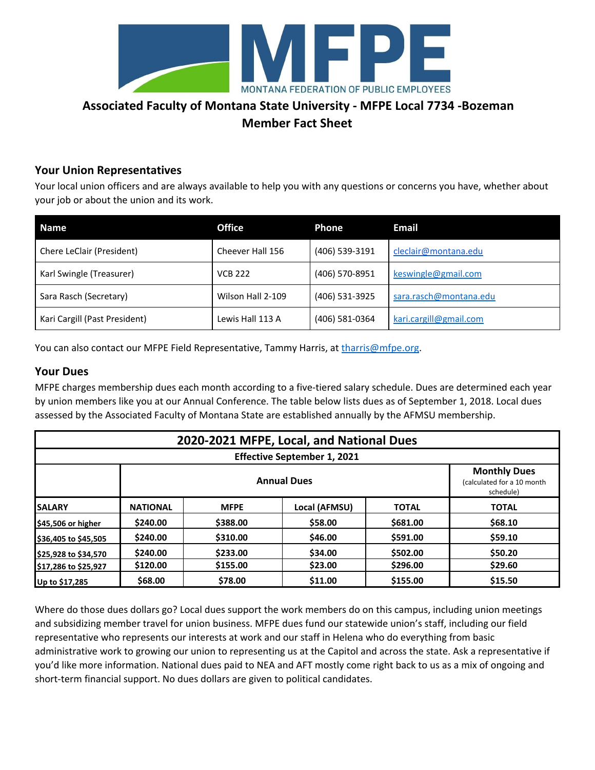MONTANA FEDERATION OF PUBLIC EMPLOYEES

# Associated Faculty of Montana State University - MFPE Local 7734 -Bozeman
# Member Fact Sheet

## Your Union Representatives

Your local union officers and are always available to help you with any questions or concerns you have, whether about your job or about the union and its work.

| Name | Office | Phone | Email |
|---|---|---|---|
| Chere LeClair (President) | Cheever Hall 156 | (406) 539-3191 | cleclair@montana.edu |
| Karl Swingle (Treasurer) | VCB 222 | (406) 570-8951 | keswingle@gmail.com |
| Sara Rasch (Secretary) | Wilson Hall 2-109 | (406) 531-3925 | sara.rasch@montana.edu |
| Kari Cargill (Past President) | Lewis Hall 113 A | (406) 581-0364 | kari.cargill@gmail.com |

You can also contact our MFPE Field Representative, Tammy Harris, at tharris@mfpe.org.

## Your Dues

MFPE charges membership dues each month according to a five-tiered salary schedule. Dues are determined each year by union members like you at our Annual Conference. The table below lists dues as of September 1, 2018. Local dues assessed by the Associated Faculty of Montana State are established annually by the AFMSU membership.

| 2020-2021 MFPE, Local, and National Dues | | | | | |
|---|---|---|---|---|---|
| Effective September 1, 2021 | | | | | |
| | Annual Dues | | | | Monthly Dues (calculated for a 10 month schedule) |
| SALARY | NATIONAL | MFPE | Local (AFMSU) | TOTAL | TOTAL |
| $45,506 or higher | $240.00 | $388.00 | $58.00 | $681.00 | $68.10 |
| $36,405 to $45,505 | $240.00 | $310.00 | $46.00 | $591.00 | $59.10 |
| $25,928 to $34,570 | $240.00 | $233.00 | $34.00 | $502.00 | $50.20 |
| $17,286 to $25,927 | $120.00 | $155.00 | $23.00 | $296.00 | $29.60 |
| Up to $17,285 | $68.00 | $78.00 | $11.00 | $155.00 | $15.50 |

Where do those dues dollars go? Local dues support the work members do on this campus, including union meetings and subsidizing member travel for union business. MFPE dues fund our statewide union's staff, including our field representative who represents our interests at work and our staff in Helena who do everything from basic administrative work to growing our union to representing us at the Capitol and across the state. Ask a representative if you'd like more information. National dues paid to NEA and AFT mostly come right back to us as a mix of ongoing and short-term financial support. No dues dollars are given to political candidates.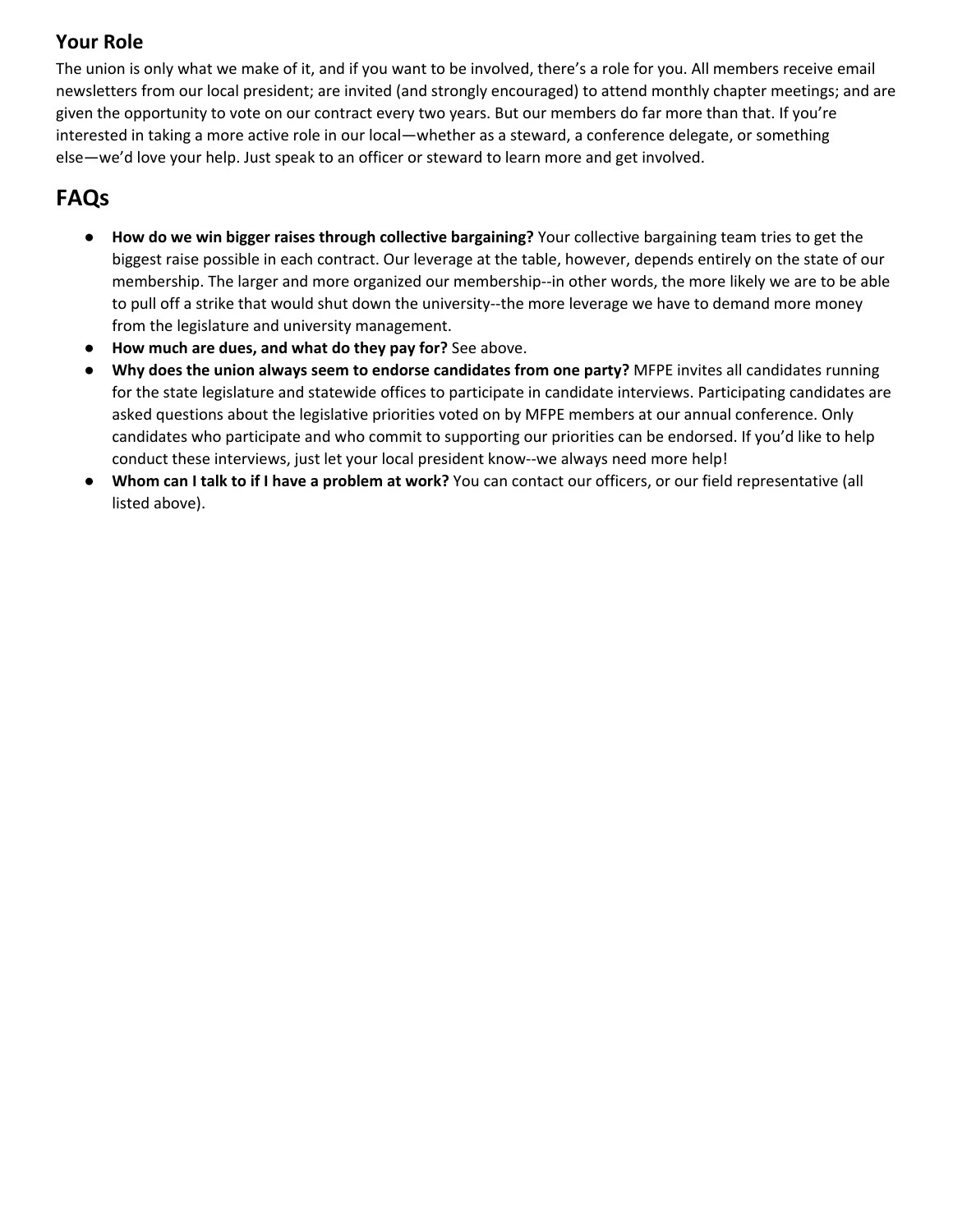## Your Role

The union is only what we make of it, and if you want to be involved, there's a role for you. All members receive email newsletters from our local president; are invited (and strongly encouraged) to attend monthly chapter meetings; and are given the opportunity to vote on our contract every two years. But our members do far more than that. If you're interested in taking a more active role in our local—whether as a steward, a conference delegate, or something else—we'd love your help. Just speak to an officer or steward to learn more and get involved.

## FAQs

- **How do we win bigger raises through collective bargaining?** Your collective bargaining team tries to get the biggest raise possible in each contract. Our leverage at the table, however, depends entirely on the state of our membership. The larger and more organized our membership--in other words, the more likely we are to be able to pull off a strike that would shut down the university--the more leverage we have to demand more money from the legislature and university management.
- **How much are dues, and what do they pay for?** See above.
- **Why does the union always seem to endorse candidates from one party?** MFPE invites all candidates running for the state legislature and statewide offices to participate in candidate interviews. Participating candidates are asked questions about the legislative priorities voted on by MFPE members at our annual conference. Only candidates who participate and who commit to supporting our priorities can be endorsed. If you'd like to help conduct these interviews, just let your local president know--we always need more help!
- **Whom can I talk to if I have a problem at work?** You can contact our officers, or our field representative (all listed above).